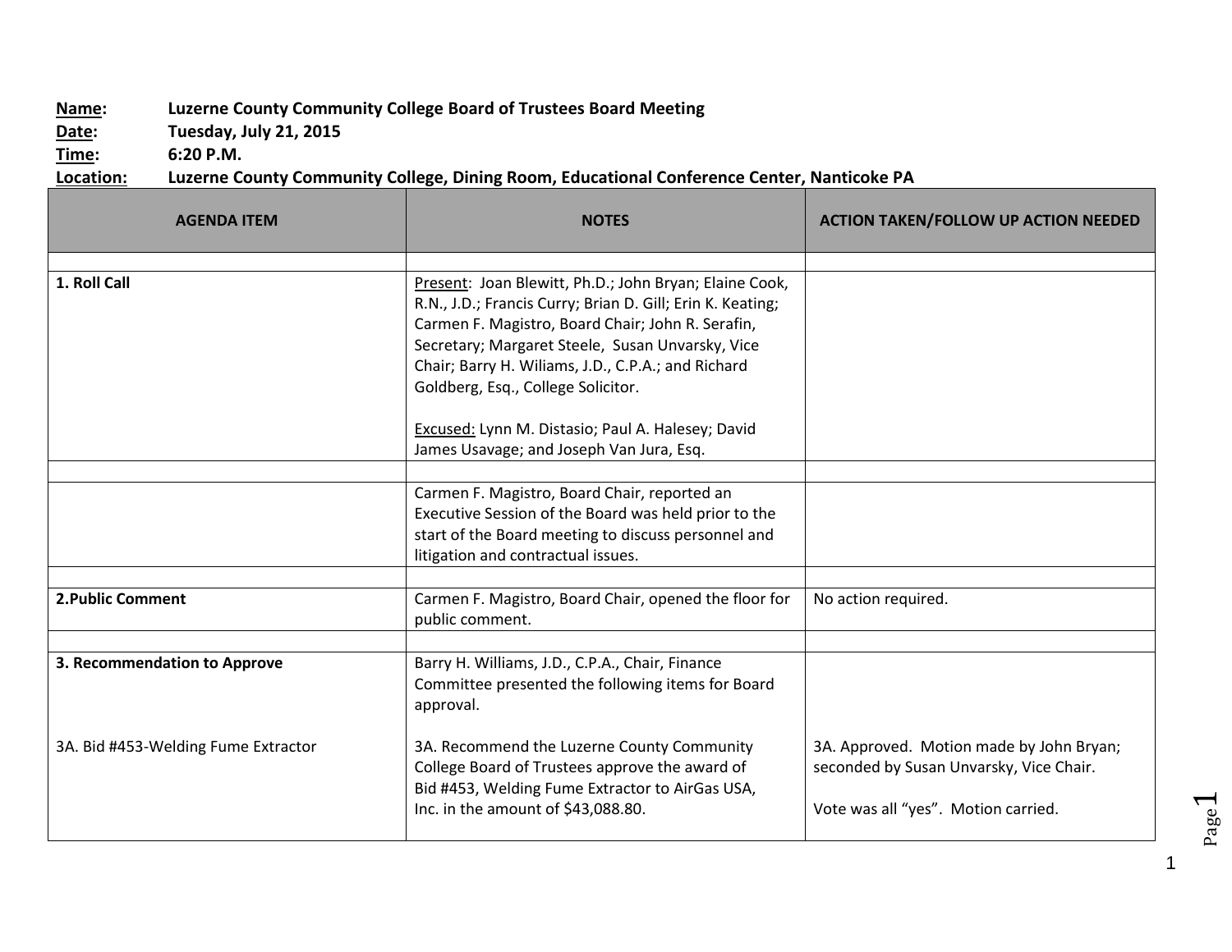**Name:** Luzerne County Community College Board of Trustees Board Meeting
**Date:** Tuesday, July 21, 2015
**Time:** 6:20 P.M.
**Location:** Luzerne County Community College, Dining Room, Educational Conference Center, Nanticoke PA

| AGENDA ITEM | NOTES | ACTION TAKEN/FOLLOW UP ACTION NEEDED |
|---|---|---|
| | | |
| **1. Roll Call** | Present: Joan Blewitt, Ph.D.; John Bryan; Elaine Cook, R.N., J.D.; Francis Curry; Brian D. Gill; Erin K. Keating; Carmen F. Magistro, Board Chair; John R. Serafin, Secretary; Margaret Steele, Susan Unvarsky, Vice Chair; Barry H. Wiliams, J.D., C.P.A.; and Richard Goldberg, Esq., College Solicitor.<br><br>Excused: Lynn M. Distasio; Paul A. Halesey; David James Usavage; and Joseph Van Jura, Esq. | |
| | | |
| | Carmen F. Magistro, Board Chair, reported an Executive Session of the Board was held prior to the start of the Board meeting to discuss personnel and litigation and contractual issues. | |
| | | |
| **2.Public Comment** | Carmen F. Magistro, Board Chair, opened the floor for public comment. | No action required. |
| | | |
| **3. Recommendation to Approve**<br><br>3A. Bid #453-Welding Fume Extractor | Barry H. Williams, J.D., C.P.A., Chair, Finance Committee presented the following items for Board approval.<br><br>3A. Recommend the Luzerne County Community College Board of Trustees approve the award of Bid #453, Welding Fume Extractor to AirGas USA, Inc. in the amount of $43,088.80. | 3A. Approved. Motion made by John Bryan; seconded by Susan Unvarsky, Vice Chair.<br><br>Vote was all "yes". Motion carried. |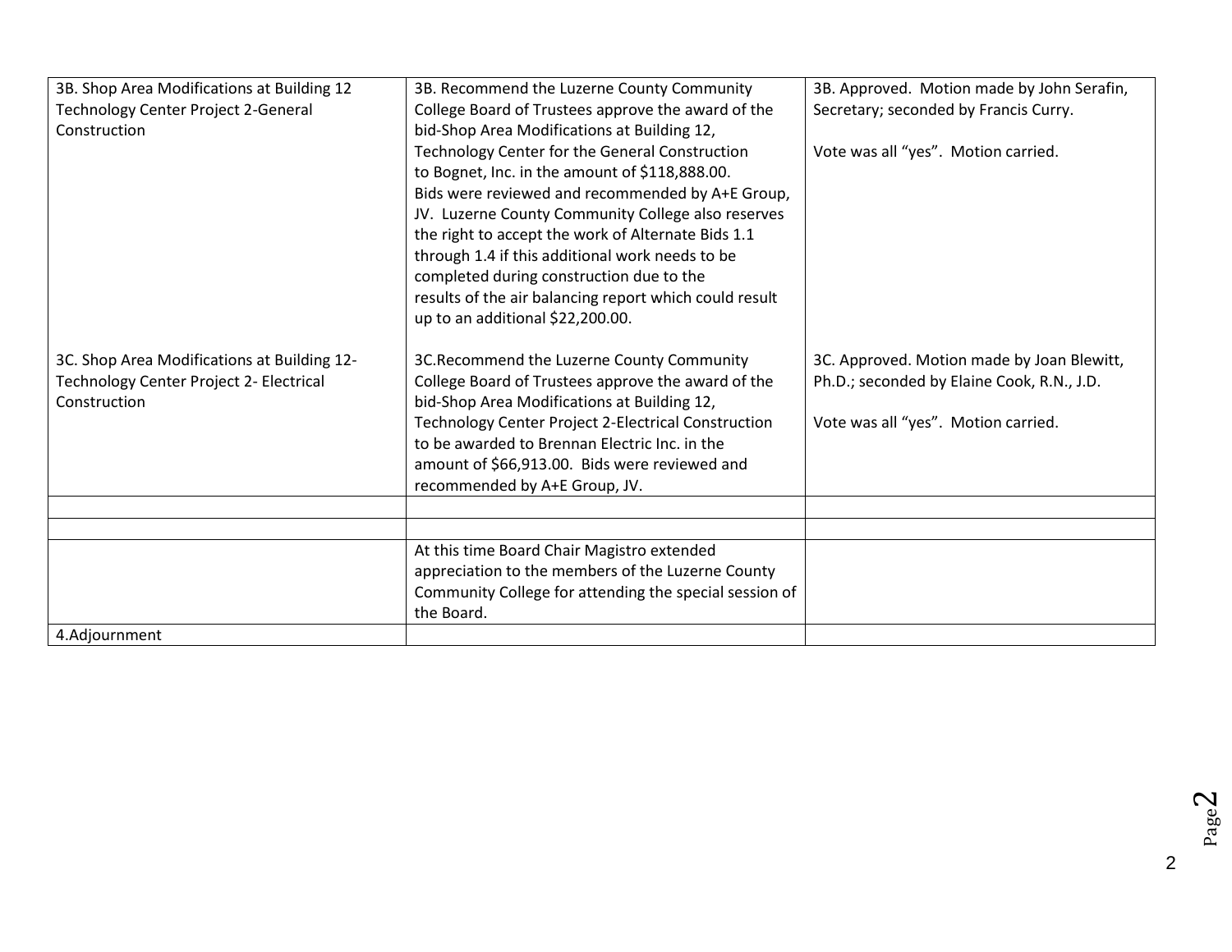| | | |
|---|---|---|
| 3B. Shop Area Modifications at Building 12 Technology Center Project 2-General Construction | 3B. Recommend the Luzerne County Community College Board of Trustees approve the award of the bid-Shop Area Modifications at Building 12, Technology Center for the General Construction to Bognet, Inc. in the amount of $118,888.00. Bids were reviewed and recommended by A+E Group, JV. Luzerne County Community College also reserves the right to accept the work of Alternate Bids 1.1 through 1.4 if this additional work needs to be completed during construction due to the results of the air balancing report which could result up to an additional $22,200.00. | 3B. Approved. Motion made by John Serafin, Secretary; seconded by Francis Curry.<br><br>Vote was all "yes". Motion carried. |
| 3C. Shop Area Modifications at Building 12- Technology Center Project 2- Electrical Construction | 3C.Recommend the Luzerne County Community College Board of Trustees approve the award of the bid-Shop Area Modifications at Building 12, Technology Center Project 2-Electrical Construction to be awarded to Brennan Electric Inc. in the amount of $66,913.00. Bids were reviewed and recommended by A+E Group, JV. | 3C. Approved. Motion made by Joan Blewitt, Ph.D.; seconded by Elaine Cook, R.N., J.D.<br><br>Vote was all "yes". Motion carried. |
| | | |
| | | |
| | At this time Board Chair Magistro extended appreciation to the members of the Luzerne County Community College for attending the special session of the Board. | |
| 4.Adjournment | | |